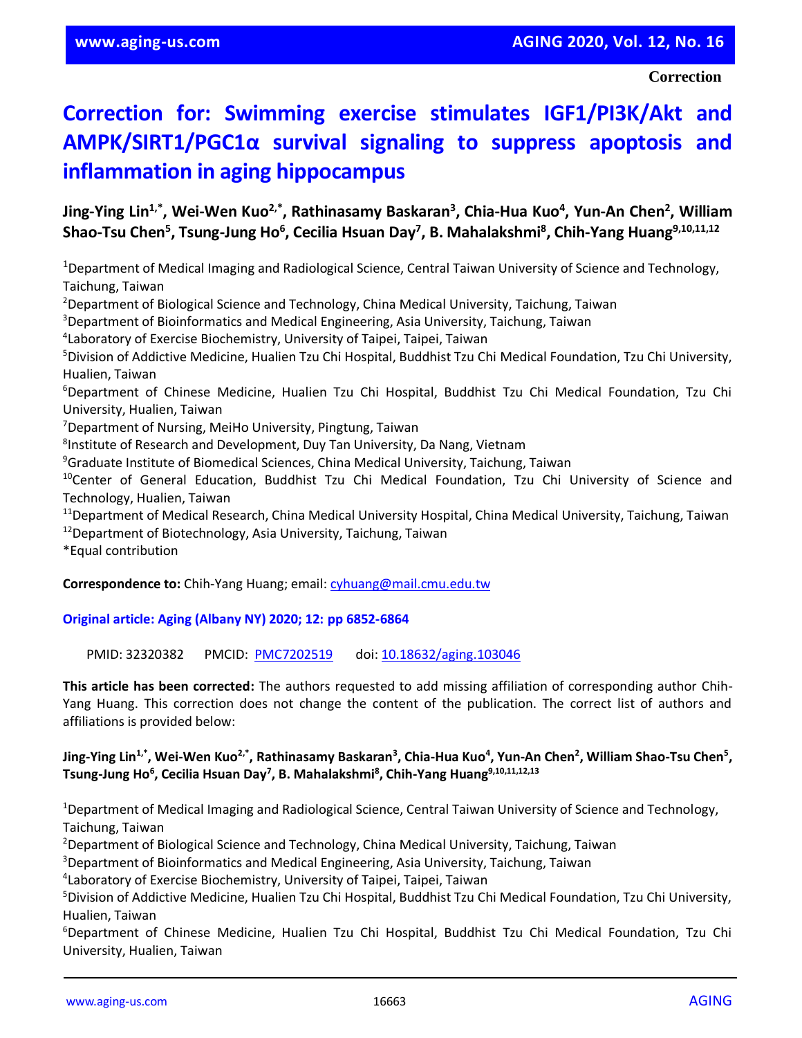Correction

# Correction for: Swimming exercise stimulates IGF1/PI3K/Akt and AMPK/SIRT1/PGC1α survival signaling to suppress apoptosis and inflammation in aging hippocampus

**Jing-Ying Lin[1,*], Wei-Wen Kuo[2,*], Rathinasamy Baskaran[3], Chia-Hua Kuo[4], Yun-An Chen[2], William Shao-Tsu Chen[5], Tsung-Jung Ho[6], Cecilia Hsuan Day[7], B. Mahalakshmi[8], Chih-Yang Huang[9,10,11,12]**

[1]Department of Medical Imaging and Radiological Science, Central Taiwan University of Science and Technology, Taichung, Taiwan
[2]Department of Biological Science and Technology, China Medical University, Taichung, Taiwan
[3]Department of Bioinformatics and Medical Engineering, Asia University, Taichung, Taiwan
[4]Laboratory of Exercise Biochemistry, University of Taipei, Taipei, Taiwan
[5]Division of Addictive Medicine, Hualien Tzu Chi Hospital, Buddhist Tzu Chi Medical Foundation, Tzu Chi University, Hualien, Taiwan
[6]Department of Chinese Medicine, Hualien Tzu Chi Hospital, Buddhist Tzu Chi Medical Foundation, Tzu Chi University, Hualien, Taiwan
[7]Department of Nursing, MeiHo University, Pingtung, Taiwan
[8]Institute of Research and Development, Duy Tan University, Da Nang, Vietnam
[9]Graduate Institute of Biomedical Sciences, China Medical University, Taichung, Taiwan
[10]Center of General Education, Buddhist Tzu Chi Medical Foundation, Tzu Chi University of Science and Technology, Hualien, Taiwan
[11]Department of Medical Research, China Medical University Hospital, China Medical University, Taichung, Taiwan
[12]Department of Biotechnology, Asia University, Taichung, Taiwan
*Equal contribution

**Correspondence to:** Chih-Yang Huang; email: cyhuang@mail.cmu.edu.tw

**Original article: Aging (Albany NY) 2020; 12: pp 6852-6864**

PMID: 32320382 PMCID: PMC7202519 doi: 10.18632/aging.103046

**This article has been corrected:** The authors requested to add missing affiliation of corresponding author Chih-Yang Huang. This correction does not change the content of the publication. The correct list of authors and affiliations is provided below:

**Jing-Ying Lin[1,*], Wei-Wen Kuo[2,*], Rathinasamy Baskaran[3], Chia-Hua Kuo[4], Yun-An Chen[2], William Shao-Tsu Chen[5], Tsung-Jung Ho[6], Cecilia Hsuan Day[7], B. Mahalakshmi[8], Chih-Yang Huang[9,10,11,12,13]**

[1]Department of Medical Imaging and Radiological Science, Central Taiwan University of Science and Technology, Taichung, Taiwan
[2]Department of Biological Science and Technology, China Medical University, Taichung, Taiwan
[3]Department of Bioinformatics and Medical Engineering, Asia University, Taichung, Taiwan
[4]Laboratory of Exercise Biochemistry, University of Taipei, Taipei, Taiwan
[5]Division of Addictive Medicine, Hualien Tzu Chi Hospital, Buddhist Tzu Chi Medical Foundation, Tzu Chi University, Hualien, Taiwan
[6]Department of Chinese Medicine, Hualien Tzu Chi Hospital, Buddhist Tzu Chi Medical Foundation, Tzu Chi University, Hualien, Taiwan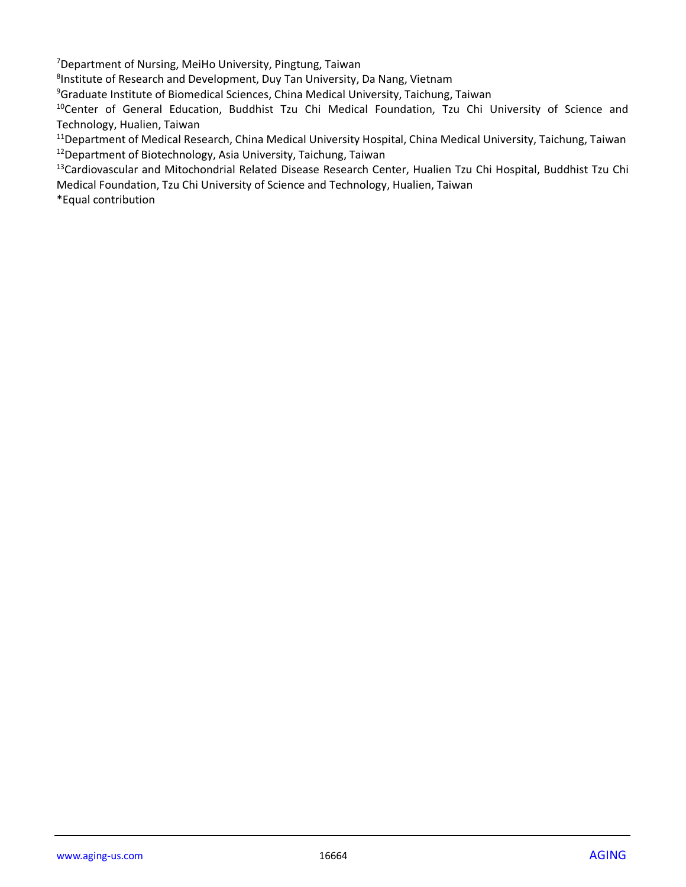[7]Department of Nursing, MeiHo University, Pingtung, Taiwan
[8]Institute of Research and Development, Duy Tan University, Da Nang, Vietnam
[9]Graduate Institute of Biomedical Sciences, China Medical University, Taichung, Taiwan
[10]Center of General Education, Buddhist Tzu Chi Medical Foundation, Tzu Chi University of Science and Technology, Hualien, Taiwan
[11]Department of Medical Research, China Medical University Hospital, China Medical University, Taichung, Taiwan
[12]Department of Biotechnology, Asia University, Taichung, Taiwan
[13]Cardiovascular and Mitochondrial Related Disease Research Center, Hualien Tzu Chi Hospital, Buddhist Tzu Chi Medical Foundation, Tzu Chi University of Science and Technology, Hualien, Taiwan
*Equal contribution